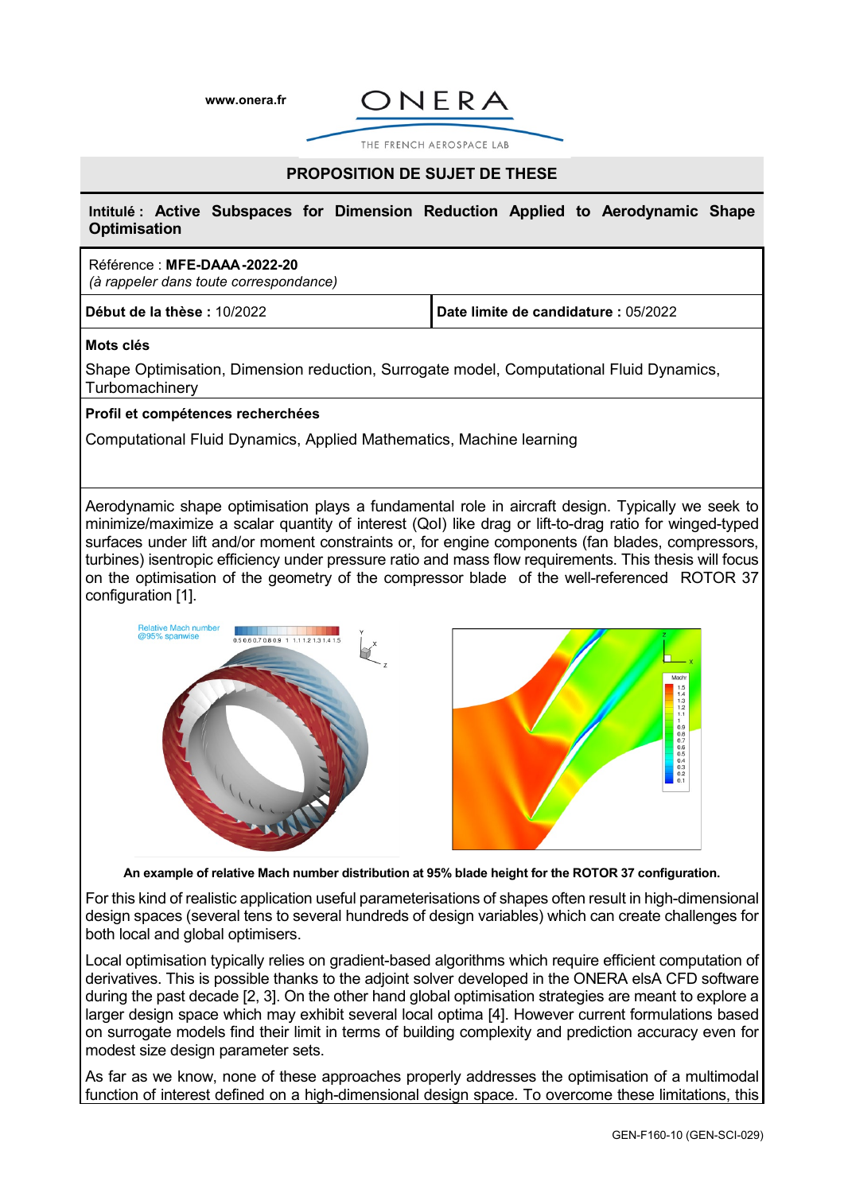www.onera.fr

# PROPOSITION DE SUJET DE THESE

**Intitulé : Active Subspaces for Dimension Reduction Applied to Aerodynamic Shape Optimisation**

Référence : **MFE-DAAA-2022-20**
*(à rappeler dans toute correspondance)*

| **Début de la thèse :** 10/2022 | **Date limite de candidature :** 05/2022 |
|---|---|

**Mots clés**

Shape Optimisation, Dimension reduction, Surrogate model, Computational Fluid Dynamics, Turbomachinery

**Profil et compétences recherchées**

Computational Fluid Dynamics, Applied Mathematics, Machine learning

Aerodynamic shape optimisation plays a fundamental role in aircraft design. Typically we seek to minimize/maximize a scalar quantity of interest (QoI) like drag or lift-to-drag ratio for winged-typed surfaces under lift and/or moment constraints or, for engine components (fan blades, compressors, turbines) isentropic efficiency under pressure ratio and mass flow requirements. This thesis will focus on the optimisation of the geometry of the compressor blade of the well-referenced ROTOR 37 configuration [1].

**An example of relative Mach number distribution at 95% blade height for the ROTOR 37 configuration.**

For this kind of realistic application useful parameterisations of shapes often result in high-dimensional design spaces (several tens to several hundreds of design variables) which can create challenges for both local and global optimisers.

Local optimisation typically relies on gradient-based algorithms which require efficient computation of derivatives. This is possible thanks to the adjoint solver developed in the ONERA elsA CFD software during the past decade [2, 3]. On the other hand global optimisation strategies are meant to explore a larger design space which may exhibit several local optima [4]. However current formulations based on surrogate models find their limit in terms of building complexity and prediction accuracy even for modest size design parameter sets.

As far as we know, none of these approaches properly addresses the optimisation of a multimodal function of interest defined on a high-dimensional design space. To overcome these limitations, this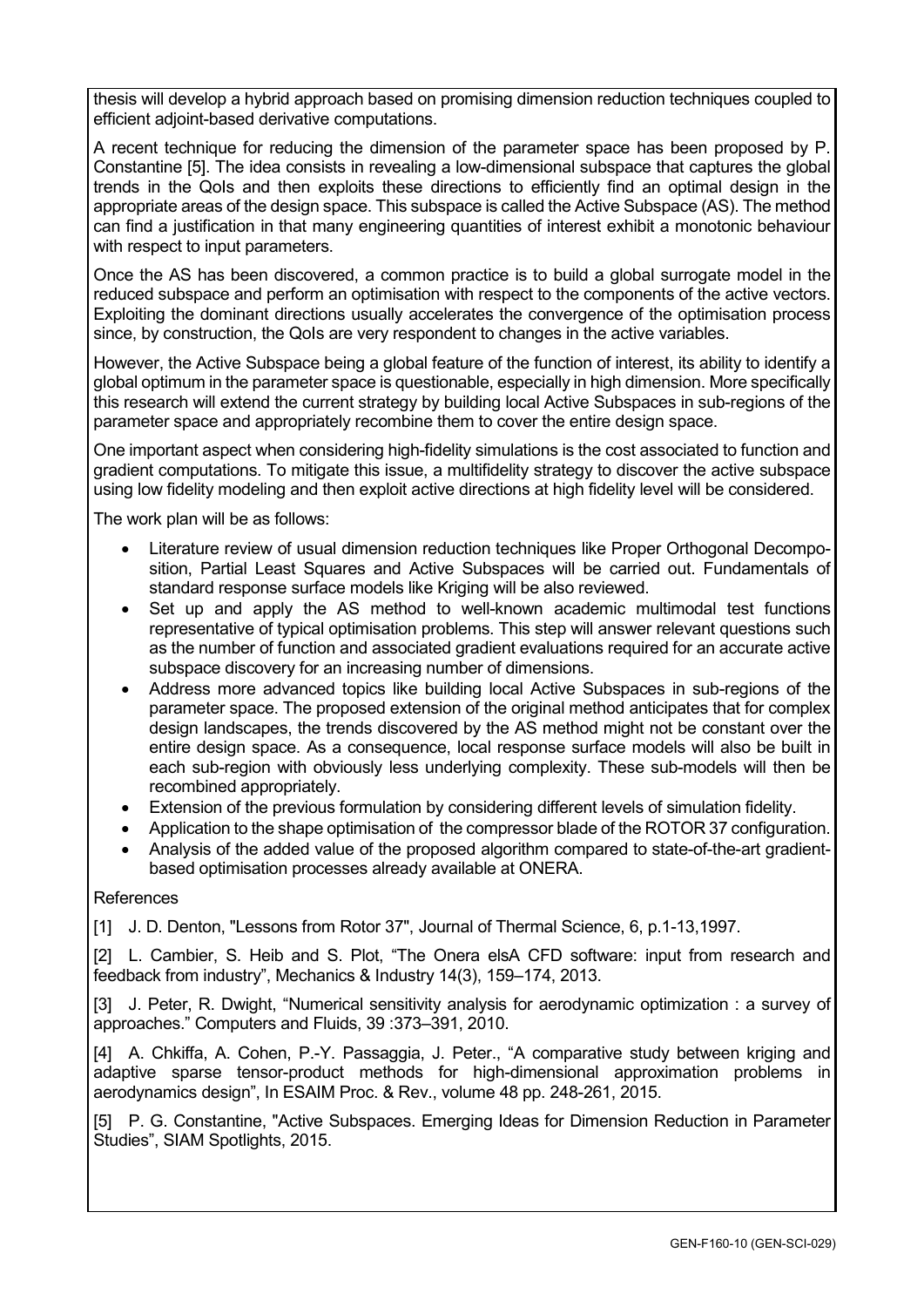thesis will develop a hybrid approach based on promising dimension reduction techniques coupled to efficient adjoint-based derivative computations.

A recent technique for reducing the dimension of the parameter space has been proposed by P. Constantine [5]. The idea consists in revealing a low-dimensional subspace that captures the global trends in the QoIs and then exploits these directions to efficiently find an optimal design in the appropriate areas of the design space. This subspace is called the Active Subspace (AS). The method can find a justification in that many engineering quantities of interest exhibit a monotonic behaviour with respect to input parameters.

Once the AS has been discovered, a common practice is to build a global surrogate model in the reduced subspace and perform an optimisation with respect to the components of the active vectors. Exploiting the dominant directions usually accelerates the convergence of the optimisation process since, by construction, the QoIs are very respondent to changes in the active variables.

However, the Active Subspace being a global feature of the function of interest, its ability to identify a global optimum in the parameter space is questionable, especially in high dimension. More specifically this research will extend the current strategy by building local Active Subspaces in sub-regions of the parameter space and appropriately recombine them to cover the entire design space.

One important aspect when considering high-fidelity simulations is the cost associated to function and gradient computations. To mitigate this issue, a multifidelity strategy to discover the active subspace using low fidelity modeling and then exploit active directions at high fidelity level will be considered.

The work plan will be as follows:

- Literature review of usual dimension reduction techniques like Proper Orthogonal Decomposition, Partial Least Squares and Active Subspaces will be carried out. Fundamentals of standard response surface models like Kriging will be also reviewed.
- Set up and apply the AS method to well-known academic multimodal test functions representative of typical optimisation problems. This step will answer relevant questions such as the number of function and associated gradient evaluations required for an accurate active subspace discovery for an increasing number of dimensions.
- Address more advanced topics like building local Active Subspaces in sub-regions of the parameter space. The proposed extension of the original method anticipates that for complex design landscapes, the trends discovered by the AS method might not be constant over the entire design space. As a consequence, local response surface models will also be built in each sub-region with obviously less underlying complexity. These sub-models will then be recombined appropriately.
- Extension of the previous formulation by considering different levels of simulation fidelity.
- Application to the shape optimisation of the compressor blade of the ROTOR 37 configuration.
- Analysis of the added value of the proposed algorithm compared to state-of-the-art gradient-based optimisation processes already available at ONERA.

References

[1] J. D. Denton, "Lessons from Rotor 37", Journal of Thermal Science, 6, p.1-13,1997.

[2] L. Cambier, S. Heib and S. Plot, "The Onera elsA CFD software: input from research and feedback from industry", Mechanics & Industry 14(3), 159–174, 2013.

[3] J. Peter, R. Dwight, "Numerical sensitivity analysis for aerodynamic optimization : a survey of approaches." Computers and Fluids, 39 :373–391, 2010.

[4] A. Chkiffa, A. Cohen, P.-Y. Passaggia, J. Peter., "A comparative study between kriging and adaptive sparse tensor-product methods for high-dimensional approximation problems in aerodynamics design", In ESAIM Proc. & Rev., volume 48 pp. 248-261, 2015.

[5] P. G. Constantine, "Active Subspaces. Emerging Ideas for Dimension Reduction in Parameter Studies", SIAM Spotlights, 2015.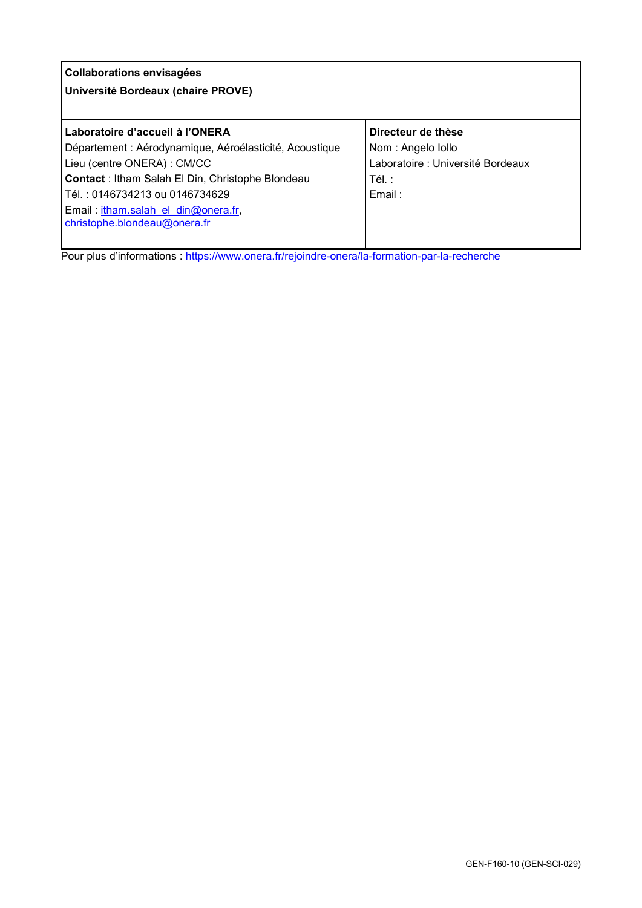**Collaborations envisagées**

**Université Bordeaux (chaire PROVE)**

| **Laboratoire d'accueil à l'ONERA** | **Directeur de thèse** |
| --- | --- |
| Département : Aérodynamique, Aéroélasticité, Acoustique<br>Lieu (centre ONERA) : CM/CC<br>**Contact** : Itham Salah El Din, Christophe Blondeau<br>Tél. : 0146734213 ou 0146734629<br>Email : itham.salah_el_din@onera.fr, christophe.blondeau@onera.fr | Nom : Angelo Iollo<br>Laboratoire : Université Bordeaux<br>Tél. :<br>Email : |

Pour plus d'informations : https://www.onera.fr/rejoindre-onera/la-formation-par-la-recherche

GEN-F160-10 (GEN-SCI-029)